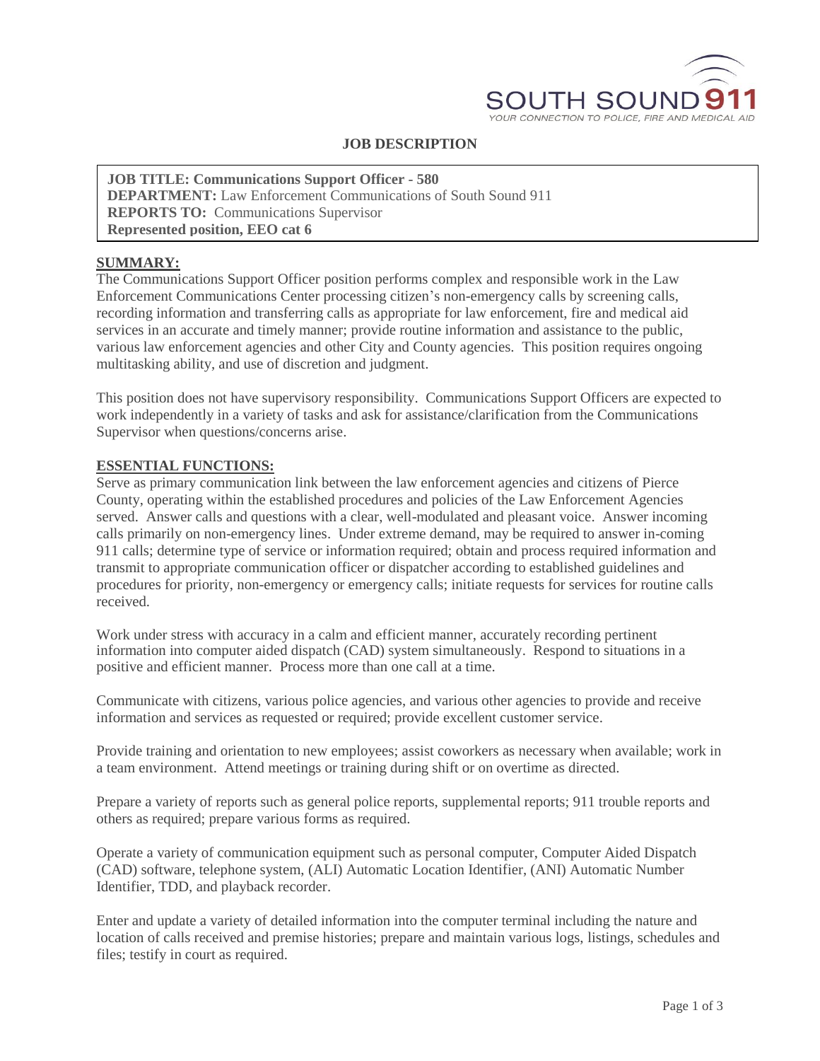SOUTH SOUND 911

YOUR CONNECTION TO POLICE, FIRE AND MEDICAL AID

# JOB DESCRIPTION

**JOB TITLE: Communications Support Officer - 580**
**DEPARTMENT:** Law Enforcement Communications of South Sound 911
**REPORTS TO:** Communications Supervisor
**Represented position, EEO cat 6**

## SUMMARY:

The Communications Support Officer position performs complex and responsible work in the Law Enforcement Communications Center processing citizen's non-emergency calls by screening calls, recording information and transferring calls as appropriate for law enforcement, fire and medical aid services in an accurate and timely manner; provide routine information and assistance to the public, various law enforcement agencies and other City and County agencies. This position requires ongoing multitasking ability, and use of discretion and judgment.

This position does not have supervisory responsibility. Communications Support Officers are expected to work independently in a variety of tasks and ask for assistance/clarification from the Communications Supervisor when questions/concerns arise.

## ESSENTIAL FUNCTIONS:

Serve as primary communication link between the law enforcement agencies and citizens of Pierce County, operating within the established procedures and policies of the Law Enforcement Agencies served. Answer calls and questions with a clear, well-modulated and pleasant voice. Answer incoming calls primarily on non-emergency lines. Under extreme demand, may be required to answer in-coming 911 calls; determine type of service or information required; obtain and process required information and transmit to appropriate communication officer or dispatcher according to established guidelines and procedures for priority, non-emergency or emergency calls; initiate requests for services for routine calls received.

Work under stress with accuracy in a calm and efficient manner, accurately recording pertinent information into computer aided dispatch (CAD) system simultaneously. Respond to situations in a positive and efficient manner. Process more than one call at a time.

Communicate with citizens, various police agencies, and various other agencies to provide and receive information and services as requested or required; provide excellent customer service.

Provide training and orientation to new employees; assist coworkers as necessary when available; work in a team environment. Attend meetings or training during shift or on overtime as directed.

Prepare a variety of reports such as general police reports, supplemental reports; 911 trouble reports and others as required; prepare various forms as required.

Operate a variety of communication equipment such as personal computer, Computer Aided Dispatch (CAD) software, telephone system, (ALI) Automatic Location Identifier, (ANI) Automatic Number Identifier, TDD, and playback recorder.

Enter and update a variety of detailed information into the computer terminal including the nature and location of calls received and premise histories; prepare and maintain various logs, listings, schedules and files; testify in court as required.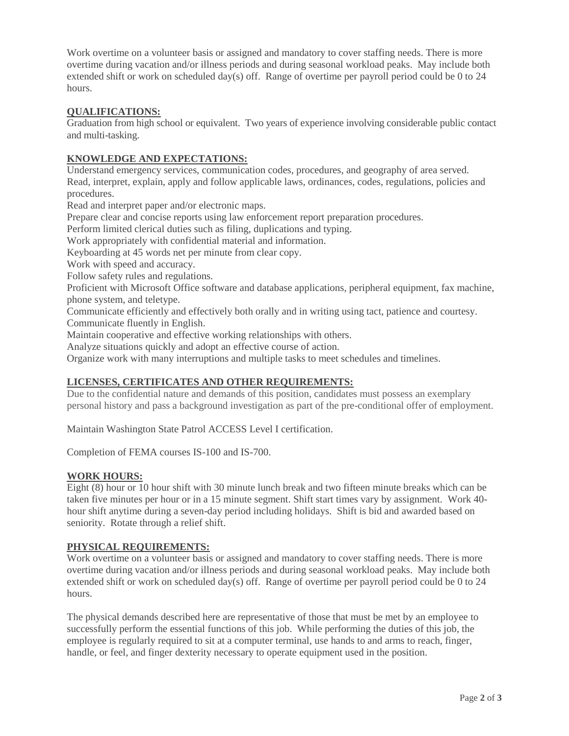Work overtime on a volunteer basis or assigned and mandatory to cover staffing needs. There is more overtime during vacation and/or illness periods and during seasonal workload peaks. May include both extended shift or work on scheduled day(s) off. Range of overtime per payroll period could be 0 to 24 hours.

## QUALIFICATIONS:

Graduation from high school or equivalent. Two years of experience involving considerable public contact and multi-tasking.

## KNOWLEDGE AND EXPECTATIONS:

Understand emergency services, communication codes, procedures, and geography of area served.
Read, interpret, explain, apply and follow applicable laws, ordinances, codes, regulations, policies and procedures.
Read and interpret paper and/or electronic maps.
Prepare clear and concise reports using law enforcement report preparation procedures.
Perform limited clerical duties such as filing, duplications and typing.
Work appropriately with confidential material and information.
Keyboarding at 45 words net per minute from clear copy.
Work with speed and accuracy.
Follow safety rules and regulations.
Proficient with Microsoft Office software and database applications, peripheral equipment, fax machine, phone system, and teletype.
Communicate efficiently and effectively both orally and in writing using tact, patience and courtesy.
Communicate fluently in English.
Maintain cooperative and effective working relationships with others.
Analyze situations quickly and adopt an effective course of action.
Organize work with many interruptions and multiple tasks to meet schedules and timelines.

## LICENSES, CERTIFICATES AND OTHER REQUIREMENTS:

Due to the confidential nature and demands of this position, candidates must possess an exemplary personal history and pass a background investigation as part of the pre-conditional offer of employment.

Maintain Washington State Patrol ACCESS Level I certification.

Completion of FEMA courses IS-100 and IS-700.

## WORK HOURS:

Eight (8) hour or 10 hour shift with 30 minute lunch break and two fifteen minute breaks which can be taken five minutes per hour or in a 15 minute segment. Shift start times vary by assignment. Work 40-hour shift anytime during a seven-day period including holidays. Shift is bid and awarded based on seniority. Rotate through a relief shift.

## PHYSICAL REQUIREMENTS:

Work overtime on a volunteer basis or assigned and mandatory to cover staffing needs. There is more overtime during vacation and/or illness periods and during seasonal workload peaks. May include both extended shift or work on scheduled day(s) off. Range of overtime per payroll period could be 0 to 24 hours.

The physical demands described here are representative of those that must be met by an employee to successfully perform the essential functions of this job. While performing the duties of this job, the employee is regularly required to sit at a computer terminal, use hands to and arms to reach, finger, handle, or feel, and finger dexterity necessary to operate equipment used in the position.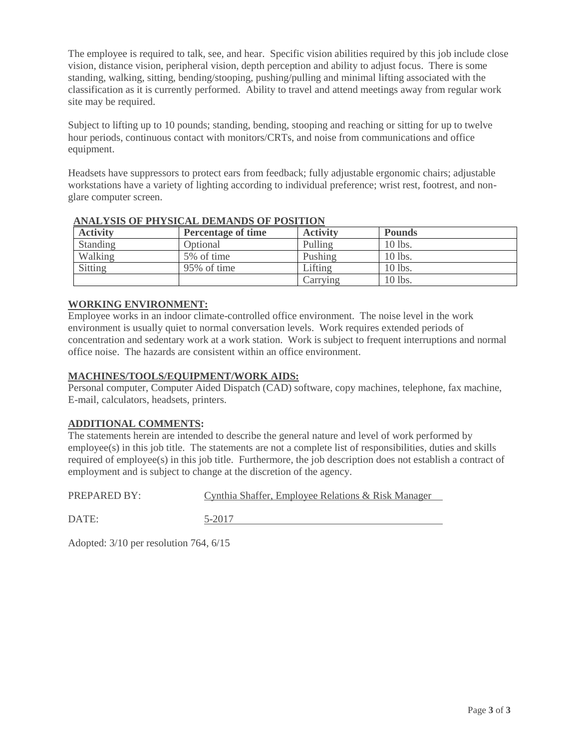The employee is required to talk, see, and hear. Specific vision abilities required by this job include close vision, distance vision, peripheral vision, depth perception and ability to adjust focus. There is some standing, walking, sitting, bending/stooping, pushing/pulling and minimal lifting associated with the classification as it is currently performed. Ability to travel and attend meetings away from regular work site may be required.

Subject to lifting up to 10 pounds; standing, bending, stooping and reaching or sitting for up to twelve hour periods, continuous contact with monitors/CRTs, and noise from communications and office equipment.

Headsets have suppressors to protect ears from feedback; fully adjustable ergonomic chairs; adjustable workstations have a variety of lighting according to individual preference; wrist rest, footrest, and non-glare computer screen.

**ANALYSIS OF PHYSICAL DEMANDS OF POSITION**

| Activity | Percentage of time | Activity | Pounds |
|---|---|---|---|
| Standing | Optional | Pulling | 10 lbs. |
| Walking | 5% of time | Pushing | 10 lbs. |
| Sitting | 95% of time | Lifting | 10 lbs. |
| | | Carrying | 10 lbs. |

**WORKING ENVIRONMENT:**

Employee works in an indoor climate-controlled office environment. The noise level in the work environment is usually quiet to normal conversation levels. Work requires extended periods of concentration and sedentary work at a work station. Work is subject to frequent interruptions and normal office noise. The hazards are consistent within an office environment.

**MACHINES/TOOLS/EQUIPMENT/WORK AIDS:**

Personal computer, Computer Aided Dispatch (CAD) software, copy machines, telephone, fax machine, E-mail, calculators, headsets, printers.

**ADDITIONAL COMMENTS:**

The statements herein are intended to describe the general nature and level of work performed by employee(s) in this job title. The statements are not a complete list of responsibilities, duties and skills required of employee(s) in this job title. Furthermore, the job description does not establish a contract of employment and is subject to change at the discretion of the agency.

PREPARED BY: Cynthia Shaffer, Employee Relations & Risk Manager

DATE: 5-2017

Adopted: 3/10 per resolution 764, 6/15